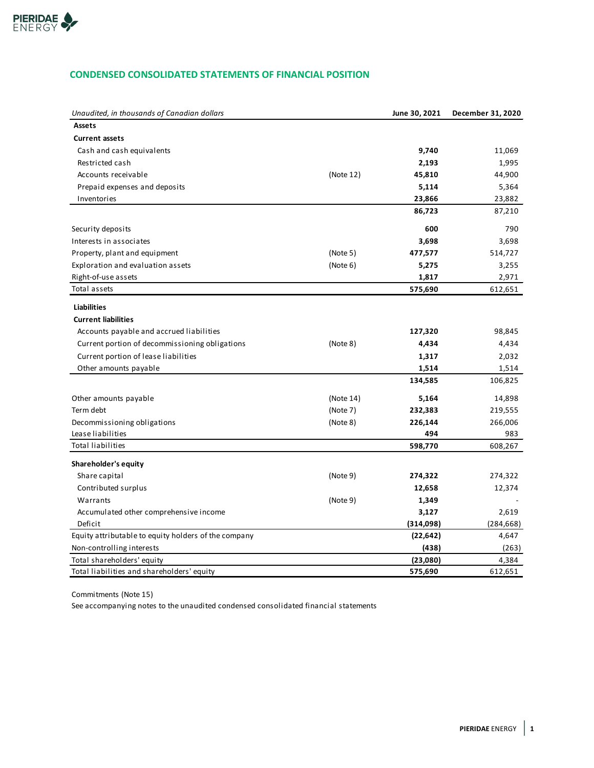## CONDENSED CONSOLIDATED STATEMENTS OF FINANCIAL POSITION

| *Unaudited, in thousands of Canadian dollars* | | June 30, 2021 | December 31, 2020 |
|---|---|---|---|
| **Assets** | | | |
| **Current assets** | | | |
| Cash and cash equivalents | | **9,740** | 11,069 |
| Restricted cash | | **2,193** | 1,995 |
| Accounts receivable | (Note 12) | **45,810** | 44,900 |
| Prepaid expenses and deposits | | **5,114** | 5,364 |
| Inventories | | **23,866** | 23,882 |
| | | **86,723** | 87,210 |
| Security deposits | | **600** | 790 |
| Interests in associates | | **3,698** | 3,698 |
| Property, plant and equipment | (Note 5) | **477,577** | 514,727 |
| Exploration and evaluation assets | (Note 6) | **5,275** | 3,255 |
| Right-of-use assets | | **1,817** | 2,971 |
| Total assets | | **575,690** | 612,651 |
| **Liabilities** | | | |
| **Current liabilities** | | | |
| Accounts payable and accrued liabilities | | **127,320** | 98,845 |
| Current portion of decommissioning obligations | (Note 8) | **4,434** | 4,434 |
| Current portion of lease liabilities | | **1,317** | 2,032 |
| Other amounts payable | | **1,514** | 1,514 |
| | | **134,585** | 106,825 |
| Other amounts payable | (Note 14) | **5,164** | 14,898 |
| Term debt | (Note 7) | **232,383** | 219,555 |
| Decommissioning obligations | (Note 8) | **226,144** | 266,006 |
| Lease liabilities | | **494** | 983 |
| Total liabilities | | **598,770** | 608,267 |
| **Shareholder's equity** | | | |
| Share capital | (Note 9) | **274,322** | 274,322 |
| Contributed surplus | | **12,658** | 12,374 |
| Warrants | (Note 9) | **1,349** | - |
| Accumulated other comprehensive income | | **3,127** | 2,619 |
| Deficit | | **(314,098)** | (284,668) |
| Equity attributable to equity holders of the company | | **(22,642)** | 4,647 |
| Non-controlling interests | | **(438)** | (263) |
| Total shareholders' equity | | **(23,080)** | 4,384 |
| Total liabilities and shareholders' equity | | **575,690** | 612,651 |

Commitments (Note 15)

See accompanying notes to the unaudited condensed consolidated financial statements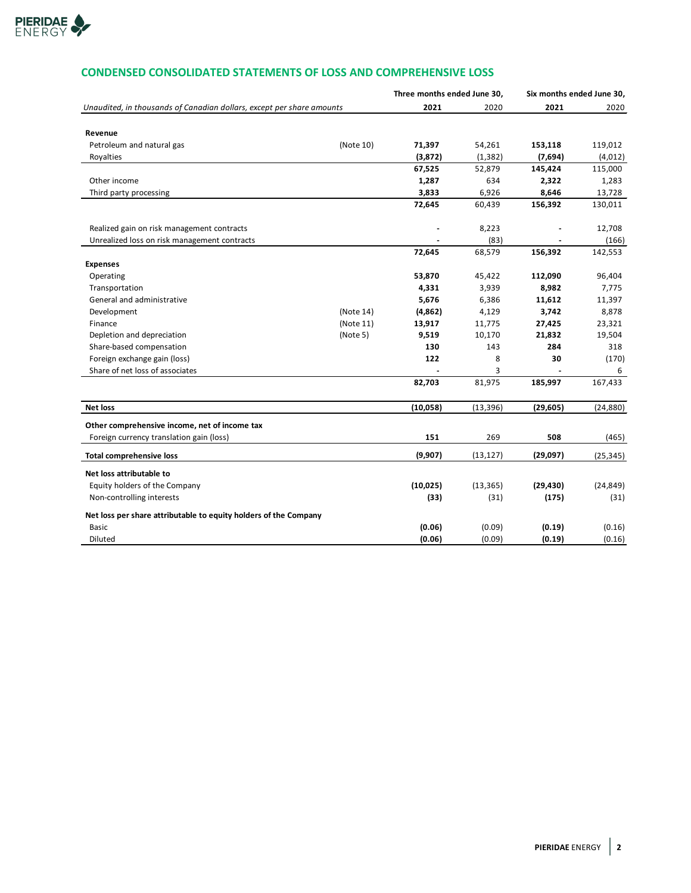## CONDENSED CONSOLIDATED STATEMENTS OF LOSS AND COMPREHENSIVE LOSS

| *Unaudited, in thousands of Canadian dollars, except per share amounts* | | Three months ended June 30, 2021 | Three months ended June 30, 2020 | Six months ended June 30, 2021 | Six months ended June 30, 2020 |
|---|---|---|---|---|---|
| **Revenue** | | | | | |
| Petroleum and natural gas | (Note 10) | **71,397** | 54,261 | **153,118** | 119,012 |
| Royalties | | **(3,872)** | (1,382) | **(7,694)** | (4,012) |
| | | **67,525** | 52,879 | **145,424** | 115,000 |
| Other income | | **1,287** | 634 | **2,322** | 1,283 |
| Third party processing | | **3,833** | 6,926 | **8,646** | 13,728 |
| | | **72,645** | 60,439 | **156,392** | 130,011 |
| Realized gain on risk management contracts | | **-** | 8,223 | **-** | 12,708 |
| Unrealized loss on risk management contracts | | **-** | (83) | **-** | (166) |
| | | **72,645** | 68,579 | **156,392** | 142,553 |
| **Expenses** | | | | | |
| Operating | | **53,870** | 45,422 | **112,090** | 96,404 |
| Transportation | | **4,331** | 3,939 | **8,982** | 7,775 |
| General and administrative | | **5,676** | 6,386 | **11,612** | 11,397 |
| Development | (Note 14) | **(4,862)** | 4,129 | **3,742** | 8,878 |
| Finance | (Note 11) | **13,917** | 11,775 | **27,425** | 23,321 |
| Depletion and depreciation | (Note 5) | **9,519** | 10,170 | **21,832** | 19,504 |
| Share-based compensation | | **130** | 143 | **284** | 318 |
| Foreign exchange gain (loss) | | **122** | 8 | **30** | (170) |
| Share of net loss of associates | | **-** | 3 | **-** | 6 |
| | | **82,703** | 81,975 | **185,997** | 167,433 |
| **Net loss** | | **(10,058)** | (13,396) | **(29,605)** | (24,880) |
| **Other comprehensive income, net of income tax** | | | | | |
| Foreign currency translation gain (loss) | | **151** | 269 | **508** | (465) |
| **Total comprehensive loss** | | **(9,907)** | (13,127) | **(29,097)** | (25,345) |
| **Net loss attributable to** | | | | | |
| Equity holders of the Company | | **(10,025)** | (13,365) | **(29,430)** | (24,849) |
| Non-controlling interests | | **(33)** | (31) | **(175)** | (31) |
| **Net loss per share attributable to equity holders of the Company** | | | | | |
| Basic | | **(0.06)** | (0.09) | **(0.19)** | (0.16) |
| Diluted | | **(0.06)** | (0.09) | **(0.19)** | (0.16) |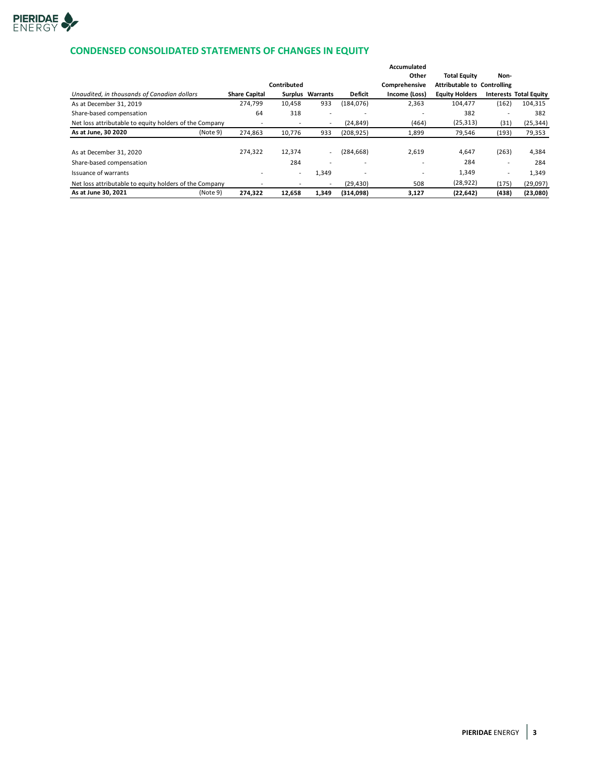## CONDENSED CONSOLIDATED STATEMENTS OF CHANGES IN EQUITY

| *Unaudited, in thousands of Canadian dollars* | | Share Capital | Contributed Surplus | Warrants | Deficit | Accumulated Other Comprehensive Income (Loss) | Total Equity Attributable to Equity Holders | Non-Controlling Interests | Total Equity |
|---|---|---|---|---|---|---|---|---|---|
| As at December 31, 2019 | | 274,799 | 10,458 | 933 | (184,076) | 2,363 | 104,477 | (162) | 104,315 |
| Share-based compensation | | 64 | 318 | - | - | - | 382 | - | 382 |
| Net loss attributable to equity holders of the Company | | - | - | - | (24,849) | (464) | (25,313) | (31) | (25,344) |
| **As at June, 30 2020** | (Note 9) | 274,863 | 10,776 | 933 | (208,925) | 1,899 | 79,546 | (193) | 79,353 |
| | | | | | | | | | |
| As at December 31, 2020 | | 274,322 | 12,374 | - | (284,668) | 2,619 | 4,647 | (263) | 4,384 |
| Share-based compensation | | | 284 | - | - | - | 284 | - | 284 |
| Issuance of warrants | | - | - | 1,349 | - | - | 1,349 | - | 1,349 |
| Net loss attributable to equity holders of the Company | | - | - | - | (29,430) | 508 | (28,922) | (175) | (29,097) |
| **As at June 30, 2021** | (Note 9) | **274,322** | **12,658** | **1,349** | **(314,098)** | **3,127** | **(22,642)** | **(438)** | **(23,080)** |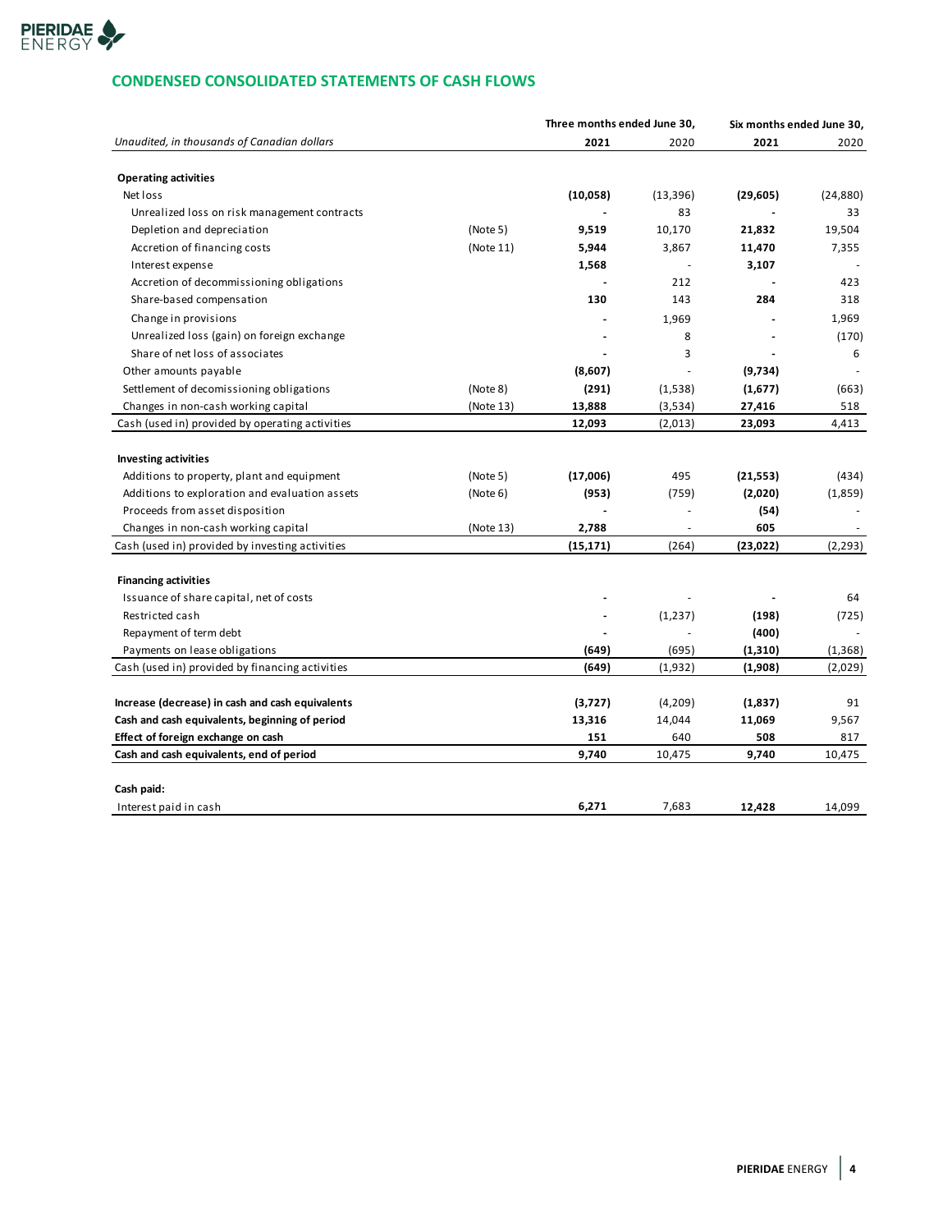## CONDENSED CONSOLIDATED STATEMENTS OF CASH FLOWS

| *Unaudited, in thousands of Canadian dollars* | | Three months ended June 30, 2021 | Three months ended June 30, 2020 | Six months ended June 30, 2021 | Six months ended June 30, 2020 |
|---|---|---|---|---|---|
| **Operating activities** | | | | | |
| Net loss | | **(10,058)** | (13,396) | **(29,605)** | (24,880) |
| Unrealized loss on risk management contracts | | **-** | 83 | **-** | 33 |
| Depletion and depreciation | (Note 5) | **9,519** | 10,170 | **21,832** | 19,504 |
| Accretion of financing costs | (Note 11) | **5,944** | 3,867 | **11,470** | 7,355 |
| Interest expense | | **1,568** | - | **3,107** | - |
| Accretion of decommissioning obligations | | **-** | 212 | **-** | 423 |
| Share-based compensation | | **130** | 143 | **284** | 318 |
| Change in provisions | | **-** | 1,969 | **-** | 1,969 |
| Unrealized loss (gain) on foreign exchange | | **-** | 8 | **-** | (170) |
| Share of net loss of associates | | **-** | 3 | **-** | 6 |
| Other amounts payable | | **(8,607)** | - | **(9,734)** | - |
| Settlement of decomissioning obligations | (Note 8) | **(291)** | (1,538) | **(1,677)** | (663) |
| Changes in non-cash working capital | (Note 13) | **13,888** | (3,534) | **27,416** | 518 |
| Cash (used in) provided by operating activities | | **12,093** | (2,013) | **23,093** | 4,413 |
| **Investing activities** | | | | | |
| Additions to property, plant and equipment | (Note 5) | **(17,006)** | 495 | **(21,553)** | (434) |
| Additions to exploration and evaluation assets | (Note 6) | **(953)** | (759) | **(2,020)** | (1,859) |
| Proceeds from asset disposition | | **-** | - | **(54)** | - |
| Changes in non-cash working capital | (Note 13) | **2,788** | - | **605** | - |
| Cash (used in) provided by investing activities | | **(15,171)** | (264) | **(23,022)** | (2,293) |
| **Financing activities** | | | | | |
| Issuance of share capital, net of costs | | **-** | - | **-** | 64 |
| Restricted cash | | **-** | (1,237) | **(198)** | (725) |
| Repayment of term debt | | **-** | - | **(400)** | - |
| Payments on lease obligations | | **(649)** | (695) | **(1,310)** | (1,368) |
| Cash (used in) provided by financing activities | | **(649)** | (1,932) | **(1,908)** | (2,029) |
| **Increase (decrease) in cash and cash equivalents** | | **(3,727)** | (4,209) | **(1,837)** | 91 |
| **Cash and cash equivalents, beginning of period** | | **13,316** | 14,044 | **11,069** | 9,567 |
| **Effect of foreign exchange on cash** | | **151** | 640 | **508** | 817 |
| **Cash and cash equivalents, end of period** | | **9,740** | 10,475 | **9,740** | 10,475 |
| **Cash paid:** | | | | | |
| Interest paid in cash | | **6,271** | 7,683 | **12,428** | 14,099 |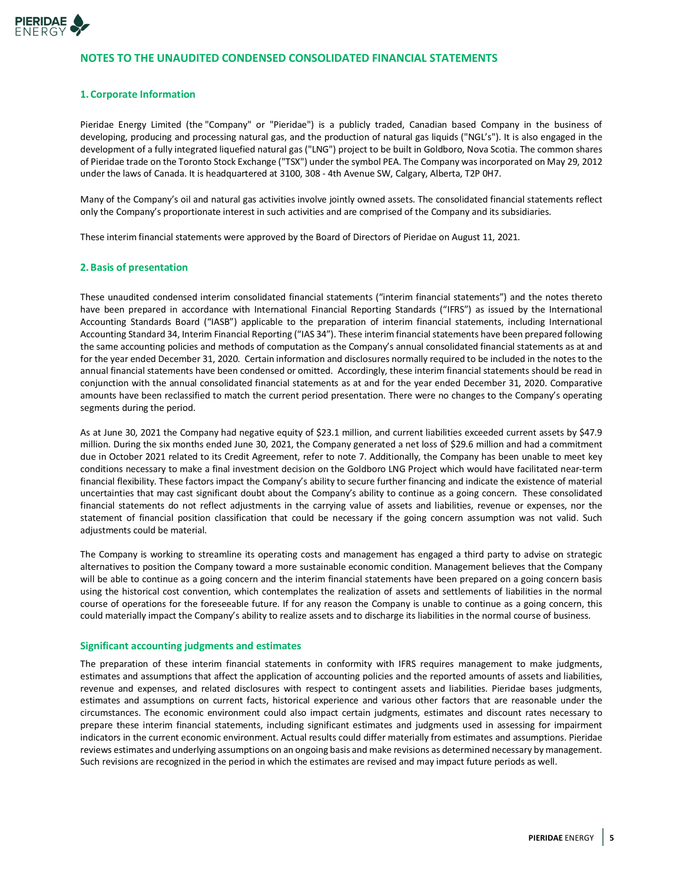# NOTES TO THE UNAUDITED CONDENSED CONSOLIDATED FINANCIAL STATEMENTS

## 1. Corporate Information

Pieridae Energy Limited (the "Company" or "Pieridae") is a publicly traded, Canadian based Company in the business of developing, producing and processing natural gas, and the production of natural gas liquids ("NGL's"). It is also engaged in the development of a fully integrated liquefied natural gas ("LNG") project to be built in Goldboro, Nova Scotia. The common shares of Pieridae trade on the Toronto Stock Exchange ("TSX") under the symbol PEA. The Company was incorporated on May 29, 2012 under the laws of Canada. It is headquartered at 3100, 308 - 4th Avenue SW, Calgary, Alberta, T2P 0H7.

Many of the Company's oil and natural gas activities involve jointly owned assets. The consolidated financial statements reflect only the Company's proportionate interest in such activities and are comprised of the Company and its subsidiaries.

These interim financial statements were approved by the Board of Directors of Pieridae on August 11, 2021.

## 2. Basis of presentation

These unaudited condensed interim consolidated financial statements ("interim financial statements") and the notes thereto have been prepared in accordance with International Financial Reporting Standards ("IFRS") as issued by the International Accounting Standards Board ("IASB") applicable to the preparation of interim financial statements, including International Accounting Standard 34, Interim Financial Reporting ("IAS 34"). These interim financial statements have been prepared following the same accounting policies and methods of computation as the Company's annual consolidated financial statements as at and for the year ended December 31, 2020. Certain information and disclosures normally required to be included in the notes to the annual financial statements have been condensed or omitted. Accordingly, these interim financial statements should be read in conjunction with the annual consolidated financial statements as at and for the year ended December 31, 2020. Comparative amounts have been reclassified to match the current period presentation. There were no changes to the Company's operating segments during the period.

As at June 30, 2021 the Company had negative equity of $23.1 million, and current liabilities exceeded current assets by $47.9 million. During the six months ended June 30, 2021, the Company generated a net loss of $29.6 million and had a commitment due in October 2021 related to its Credit Agreement, refer to note 7. Additionally, the Company has been unable to meet key conditions necessary to make a final investment decision on the Goldboro LNG Project which would have facilitated near-term financial flexibility. These factors impact the Company's ability to secure further financing and indicate the existence of material uncertainties that may cast significant doubt about the Company's ability to continue as a going concern. These consolidated financial statements do not reflect adjustments in the carrying value of assets and liabilities, revenue or expenses, nor the statement of financial position classification that could be necessary if the going concern assumption was not valid. Such adjustments could be material.

The Company is working to streamline its operating costs and management has engaged a third party to advise on strategic alternatives to position the Company toward a more sustainable economic condition. Management believes that the Company will be able to continue as a going concern and the interim financial statements have been prepared on a going concern basis using the historical cost convention, which contemplates the realization of assets and settlements of liabilities in the normal course of operations for the foreseeable future. If for any reason the Company is unable to continue as a going concern, this could materially impact the Company's ability to realize assets and to discharge its liabilities in the normal course of business.

### Significant accounting judgments and estimates

The preparation of these interim financial statements in conformity with IFRS requires management to make judgments, estimates and assumptions that affect the application of accounting policies and the reported amounts of assets and liabilities, revenue and expenses, and related disclosures with respect to contingent assets and liabilities. Pieridae bases judgments, estimates and assumptions on current facts, historical experience and various other factors that are reasonable under the circumstances. The economic environment could also impact certain judgments, estimates and discount rates necessary to prepare these interim financial statements, including significant estimates and judgments used in assessing for impairment indicators in the current economic environment. Actual results could differ materially from estimates and assumptions. Pieridae reviews estimates and underlying assumptions on an ongoing basis and make revisions as determined necessary by management. Such revisions are recognized in the period in which the estimates are revised and may impact future periods as well.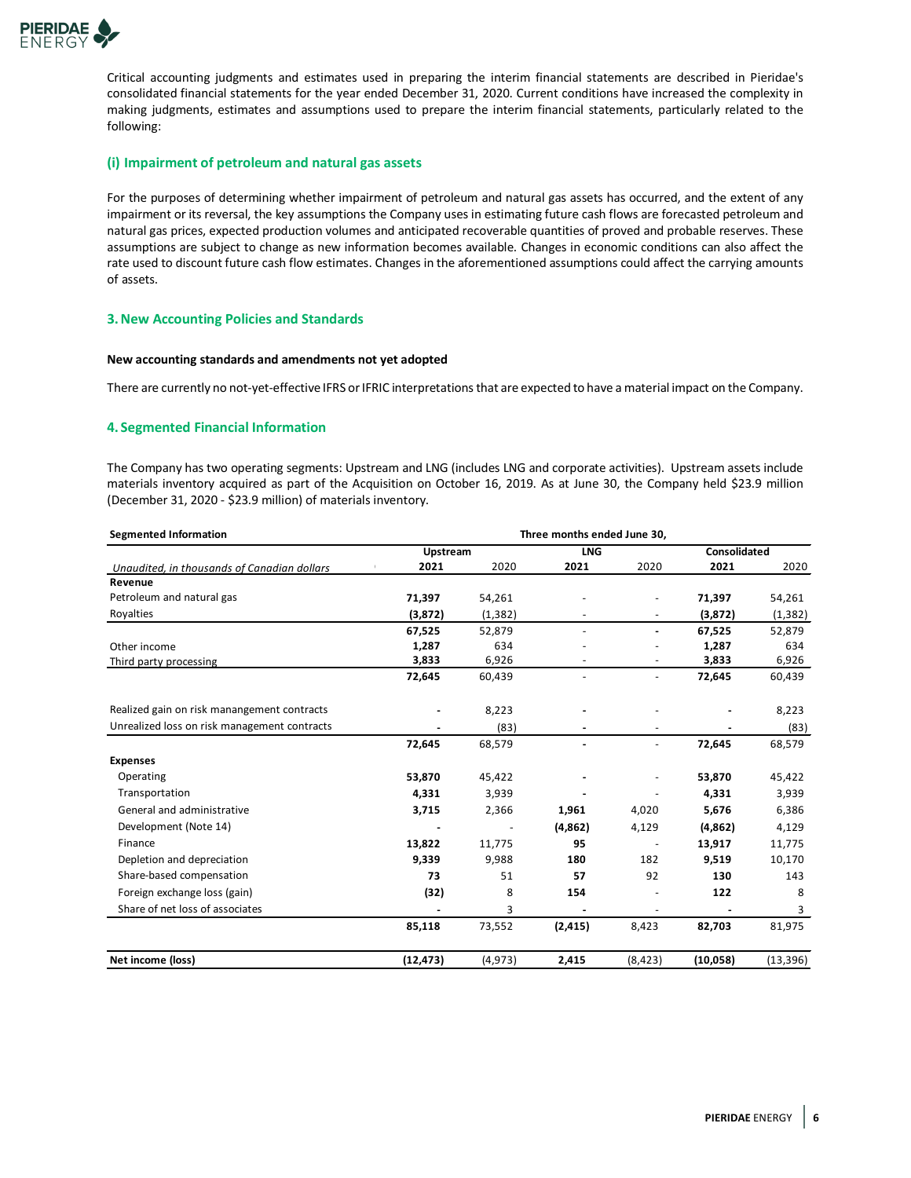Critical accounting judgments and estimates used in preparing the interim financial statements are described in Pieridae's consolidated financial statements for the year ended December 31, 2020. Current conditions have increased the complexity in making judgments, estimates and assumptions used to prepare the interim financial statements, particularly related to the following:

### (i) Impairment of petroleum and natural gas assets

For the purposes of determining whether impairment of petroleum and natural gas assets has occurred, and the extent of any impairment or its reversal, the key assumptions the Company uses in estimating future cash flows are forecasted petroleum and natural gas prices, expected production volumes and anticipated recoverable quantities of proved and probable reserves. These assumptions are subject to change as new information becomes available. Changes in economic conditions can also affect the rate used to discount future cash flow estimates. Changes in the aforementioned assumptions could affect the carrying amounts of assets.

## 3. New Accounting Policies and Standards

**New accounting standards and amendments not yet adopted**

There are currently no not-yet-effective IFRS or IFRIC interpretations that are expected to have a material impact on the Company.

## 4. Segmented Financial Information

The Company has two operating segments: Upstream and LNG (includes LNG and corporate activities). Upstream assets include materials inventory acquired as part of the Acquisition on October 16, 2019. As at June 30, the Company held $23.9 million (December 31, 2020 - $23.9 million) of materials inventory.

| **Segmented Information** | Three months ended June 30, | | | | | |
|---|---|---|---|---|---|---|
| | **Upstream** | | **LNG** | | **Consolidated** | |
| *Unaudited, in thousands of Canadian dollars* | **2021** | 2020 | **2021** | 2020 | **2021** | 2020 |
| **Revenue** | | | | | | |
| Petroleum and natural gas | **71,397** | 54,261 | - | - | **71,397** | 54,261 |
| Royalties | **(3,872)** | (1,382) | - | - | **(3,872)** | (1,382) |
| | **67,525** | 52,879 | - | **-** | **67,525** | 52,879 |
| Other income | **1,287** | 634 | - | - | **1,287** | 634 |
| Third party processing | **3,833** | 6,926 | - | - | **3,833** | 6,926 |
| | **72,645** | 60,439 | - | - | **72,645** | 60,439 |
| Realized gain on risk manangement contracts | **-** | 8,223 | **-** | - | **-** | 8,223 |
| Unrealized loss on risk management contracts | **-** | (83) | **-** | - | **-** | (83) |
| | **72,645** | 68,579 | **-** | - | **72,645** | 68,579 |
| **Expenses** | | | | | | |
| Operating | **53,870** | 45,422 | **-** | - | **53,870** | 45,422 |
| Transportation | **4,331** | 3,939 | **-** | - | **4,331** | 3,939 |
| General and administrative | **3,715** | 2,366 | **1,961** | 4,020 | **5,676** | 6,386 |
| Development (Note 14) | **-** | - | **(4,862)** | 4,129 | **(4,862)** | 4,129 |
| Finance | **13,822** | 11,775 | **95** | - | **13,917** | 11,775 |
| Depletion and depreciation | **9,339** | 9,988 | **180** | 182 | **9,519** | 10,170 |
| Share-based compensation | **73** | 51 | **57** | 92 | **130** | 143 |
| Foreign exchange loss (gain) | **(32)** | 8 | **154** | - | **122** | 8 |
| Share of net loss of associates | **-** | 3 | **-** | - | **-** | 3 |
| | **85,118** | 73,552 | **(2,415)** | 8,423 | **82,703** | 81,975 |
| **Net income (loss)** | **(12,473)** | (4,973) | **2,415** | (8,423) | **(10,058)** | (13,396) |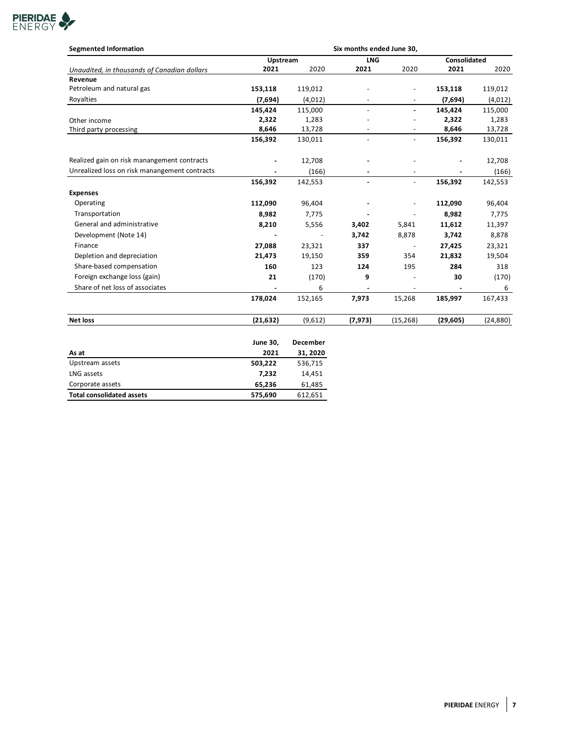| Segmented Information | Six months ended June 30, | | | | | |
|---|---|---|---|---|---|---|
| | Upstream | | LNG | | Consolidated | |
| *Unaudited, in thousands of Canadian dollars* | **2021** | 2020 | **2021** | 2020 | **2021** | 2020 |
| **Revenue** | | | | | | |
| Petroleum and natural gas | **153,118** | 119,012 | - | - | **153,118** | 119,012 |
| Royalties | **(7,694)** | (4,012) | - | - | **(7,694)** | (4,012) |
| | **145,424** | 115,000 | - | **-** | **145,424** | 115,000 |
| Other income | **2,322** | 1,283 | - | - | **2,322** | 1,283 |
| Third party processing | **8,646** | 13,728 | - | - | **8,646** | 13,728 |
| | **156,392** | 130,011 | - | - | **156,392** | 130,011 |
| Realized gain on risk manangement contracts | **-** | 12,708 | **-** | - | **-** | 12,708 |
| Unrealized loss on risk manangement contracts | **-** | (166) | **-** | - | **-** | (166) |
| | **156,392** | 142,553 | **-** | - | **156,392** | 142,553 |
| **Expenses** | | | | | | |
| Operating | **112,090** | 96,404 | **-** | - | **112,090** | 96,404 |
| Transportation | **8,982** | 7,775 | **-** | - | **8,982** | 7,775 |
| General and administrative | **8,210** | 5,556 | **3,402** | 5,841 | **11,612** | 11,397 |
| Development (Note 14) | **-** | - | **3,742** | 8,878 | **3,742** | 8,878 |
| Finance | **27,088** | 23,321 | **337** | - | **27,425** | 23,321 |
| Depletion and depreciation | **21,473** | 19,150 | **359** | 354 | **21,832** | 19,504 |
| Share-based compensation | **160** | 123 | **124** | 195 | **284** | 318 |
| Foreign exchange loss (gain) | **21** | (170) | **9** | - | **30** | (170) |
| Share of net loss of associates | **-** | 6 | **-** | - | **-** | 6 |
| | **178,024** | 152,165 | **7,973** | 15,268 | **185,997** | 167,433 |
| **Net loss** | **(21,632)** | (9,612) | **(7,973)** | (15,268) | **(29,605)** | (24,880) |

| As at | **June 30, 2021** | **December 31, 2020** |
|---|---|---|
| Upstream assets | **503,222** | 536,715 |
| LNG assets | **7,232** | 14,451 |
| Corporate assets | **65,236** | 61,485 |
| **Total consolidated assets** | **575,690** | 612,651 |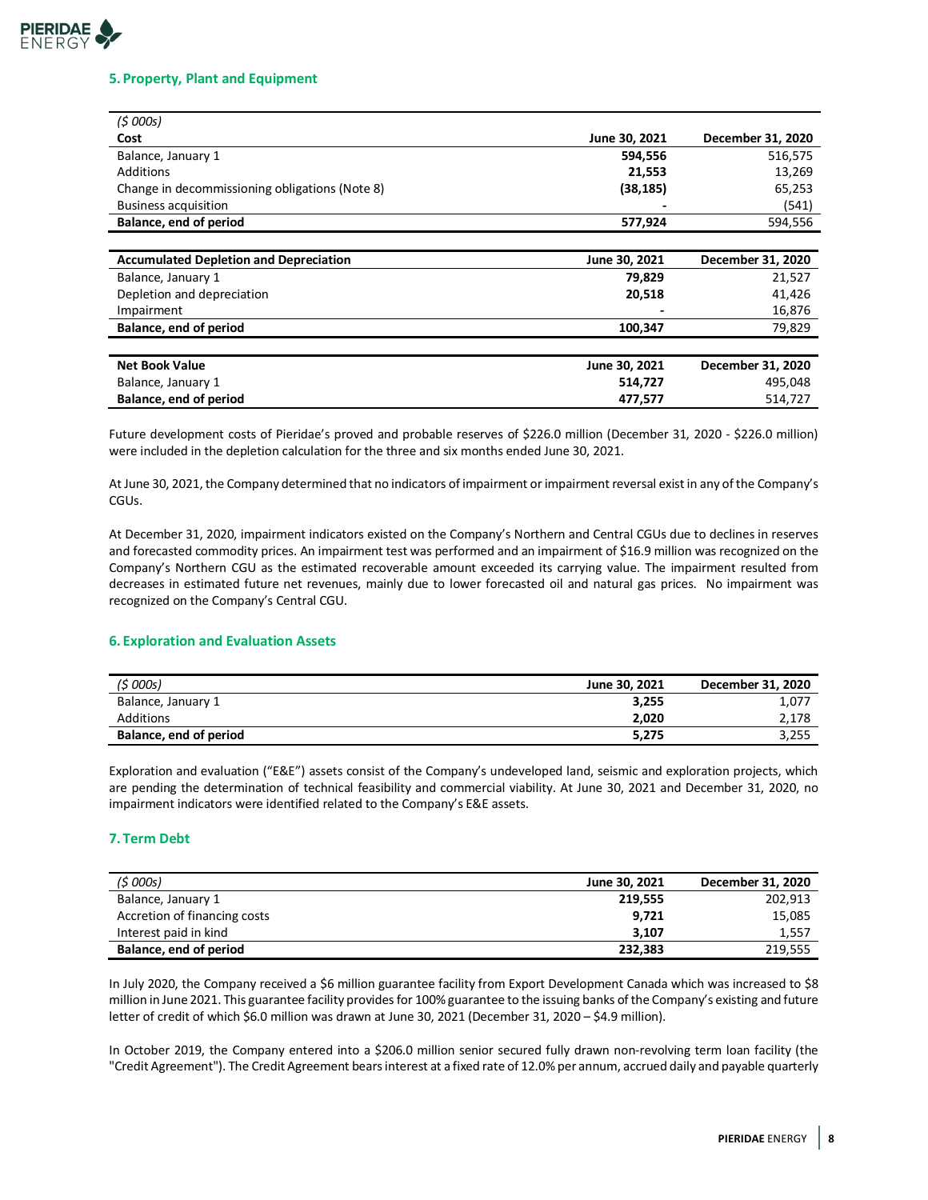## 5. Property, Plant and Equipment

| *($ 000s)* | | |
|---|---|---|
| **Cost** | **June 30, 2021** | **December 31, 2020** |
| Balance, January 1 | **594,556** | 516,575 |
| Additions | **21,553** | 13,269 |
| Change in decommissioning obligations (Note 8) | **(38,185)** | 65,253 |
| Business acquisition | **-** | (541) |
| **Balance, end of period** | **577,924** | 594,556 |

| **Accumulated Depletion and Depreciation** | **June 30, 2021** | **December 31, 2020** |
|---|---|---|
| Balance, January 1 | **79,829** | 21,527 |
| Depletion and depreciation | **20,518** | 41,426 |
| Impairment | **-** | 16,876 |
| **Balance, end of period** | **100,347** | 79,829 |

| **Net Book Value** | **June 30, 2021** | **December 31, 2020** |
|---|---|---|
| Balance, January 1 | **514,727** | 495,048 |
| **Balance, end of period** | **477,577** | 514,727 |

Future development costs of Pieridae's proved and probable reserves of $226.0 million (December 31, 2020 - $226.0 million) were included in the depletion calculation for the three and six months ended June 30, 2021.

At June 30, 2021, the Company determined that no indicators of impairment or impairment reversal exist in any of the Company's CGUs.

At December 31, 2020, impairment indicators existed on the Company's Northern and Central CGUs due to declines in reserves and forecasted commodity prices. An impairment test was performed and an impairment of $16.9 million was recognized on the Company's Northern CGU as the estimated recoverable amount exceeded its carrying value. The impairment resulted from decreases in estimated future net revenues, mainly due to lower forecasted oil and natural gas prices. No impairment was recognized on the Company's Central CGU.

## 6. Exploration and Evaluation Assets

| *($ 000s)* | **June 30, 2021** | **December 31, 2020** |
|---|---|---|
| Balance, January 1 | **3,255** | 1,077 |
| Additions | **2,020** | 2,178 |
| **Balance, end of period** | **5,275** | 3,255 |

Exploration and evaluation ("E&E") assets consist of the Company's undeveloped land, seismic and exploration projects, which are pending the determination of technical feasibility and commercial viability. At June 30, 2021 and December 31, 2020, no impairment indicators were identified related to the Company's E&E assets.

## 7. Term Debt

| *($ 000s)* | **June 30, 2021** | **December 31, 2020** |
|---|---|---|
| Balance, January 1 | **219,555** | 202,913 |
| Accretion of financing costs | **9,721** | 15,085 |
| Interest paid in kind | **3,107** | 1,557 |
| **Balance, end of period** | **232,383** | 219,555 |

In July 2020, the Company received a $6 million guarantee facility from Export Development Canada which was increased to $8 million in June 2021. This guarantee facility provides for 100% guarantee to the issuing banks of the Company's existing and future letter of credit of which $6.0 million was drawn at June 30, 2021 (December 31, 2020 – $4.9 million).

In October 2019, the Company entered into a $206.0 million senior secured fully drawn non-revolving term loan facility (the "Credit Agreement"). The Credit Agreement bears interest at a fixed rate of 12.0% per annum, accrued daily and payable quarterly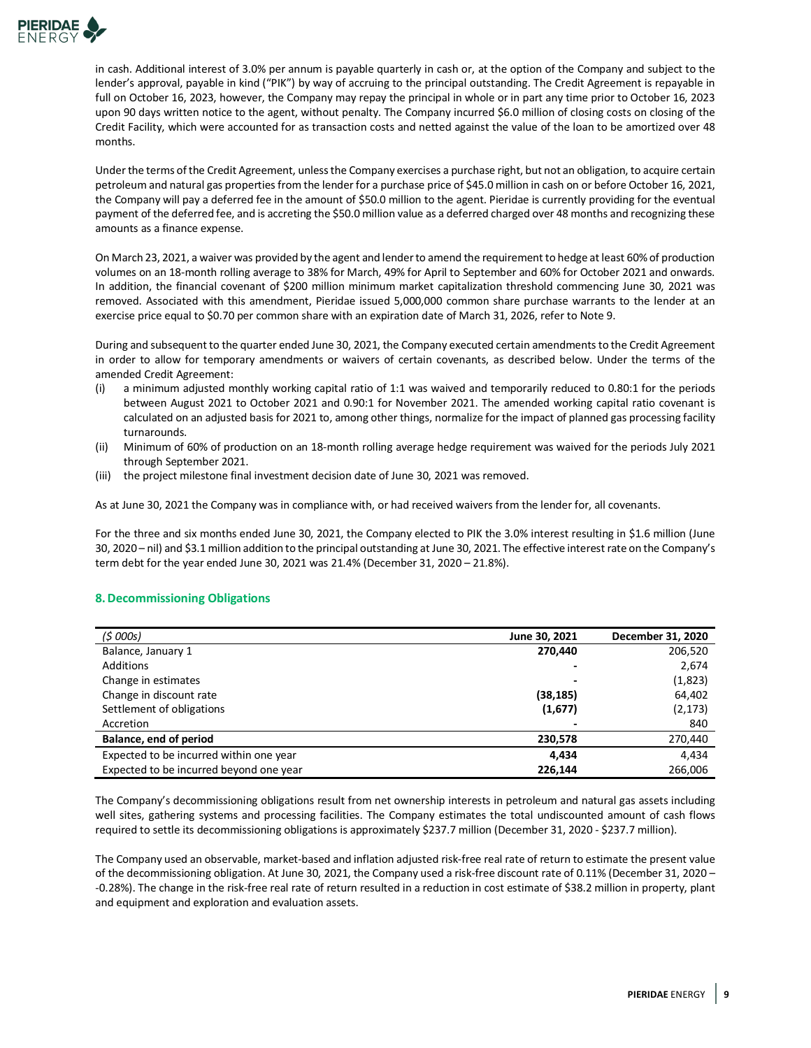in cash. Additional interest of 3.0% per annum is payable quarterly in cash or, at the option of the Company and subject to the lender's approval, payable in kind ("PIK") by way of accruing to the principal outstanding. The Credit Agreement is repayable in full on October 16, 2023, however, the Company may repay the principal in whole or in part any time prior to October 16, 2023 upon 90 days written notice to the agent, without penalty. The Company incurred $6.0 million of closing costs on closing of the Credit Facility, which were accounted for as transaction costs and netted against the value of the loan to be amortized over 48 months.

Under the terms of the Credit Agreement, unless the Company exercises a purchase right, but not an obligation, to acquire certain petroleum and natural gas properties from the lender for a purchase price of $45.0 million in cash on or before October 16, 2021, the Company will pay a deferred fee in the amount of $50.0 million to the agent. Pieridae is currently providing for the eventual payment of the deferred fee, and is accreting the $50.0 million value as a deferred charged over 48 months and recognizing these amounts as a finance expense.

On March 23, 2021, a waiver was provided by the agent and lender to amend the requirement to hedge at least 60% of production volumes on an 18-month rolling average to 38% for March, 49% for April to September and 60% for October 2021 and onwards. In addition, the financial covenant of $200 million minimum market capitalization threshold commencing June 30, 2021 was removed. Associated with this amendment, Pieridae issued 5,000,000 common share purchase warrants to the lender at an exercise price equal to $0.70 per common share with an expiration date of March 31, 2026, refer to Note 9.

During and subsequent to the quarter ended June 30, 2021, the Company executed certain amendments to the Credit Agreement in order to allow for temporary amendments or waivers of certain covenants, as described below. Under the terms of the amended Credit Agreement:

(i) a minimum adjusted monthly working capital ratio of 1:1 was waived and temporarily reduced to 0.80:1 for the periods between August 2021 to October 2021 and 0.90:1 for November 2021. The amended working capital ratio covenant is calculated on an adjusted basis for 2021 to, among other things, normalize for the impact of planned gas processing facility turnarounds.
(ii) Minimum of 60% of production on an 18-month rolling average hedge requirement was waived for the periods July 2021 through September 2021.
(iii) the project milestone final investment decision date of June 30, 2021 was removed.

As at June 30, 2021 the Company was in compliance with, or had received waivers from the lender for, all covenants.

For the three and six months ended June 30, 2021, the Company elected to PIK the 3.0% interest resulting in $1.6 million (June 30, 2020 – nil) and $3.1 million addition to the principal outstanding at June 30, 2021. The effective interest rate on the Company's term debt for the year ended June 30, 2021 was 21.4% (December 31, 2020 – 21.8%).

## 8. Decommissioning Obligations

| *($ 000s)* | **June 30, 2021** | **December 31, 2020** |
|---|---|---|
| Balance, January 1 | **270,440** | 206,520 |
| Additions | **-** | 2,674 |
| Change in estimates | **-** | (1,823) |
| Change in discount rate | **(38,185)** | 64,402 |
| Settlement of obligations | **(1,677)** | (2,173) |
| Accretion | **-** | 840 |
| **Balance, end of period** | **230,578** | 270,440 |
| Expected to be incurred within one year | **4,434** | 4,434 |
| Expected to be incurred beyond one year | **226,144** | 266,006 |

The Company's decommissioning obligations result from net ownership interests in petroleum and natural gas assets including well sites, gathering systems and processing facilities. The Company estimates the total undiscounted amount of cash flows required to settle its decommissioning obligations is approximately $237.7 million (December 31, 2020 - $237.7 million).

The Company used an observable, market-based and inflation adjusted risk-free real rate of return to estimate the present value of the decommissioning obligation. At June 30, 2021, the Company used a risk-free discount rate of 0.11% (December 31, 2020 – -0.28%). The change in the risk-free real rate of return resulted in a reduction in cost estimate of $38.2 million in property, plant and equipment and exploration and evaluation assets.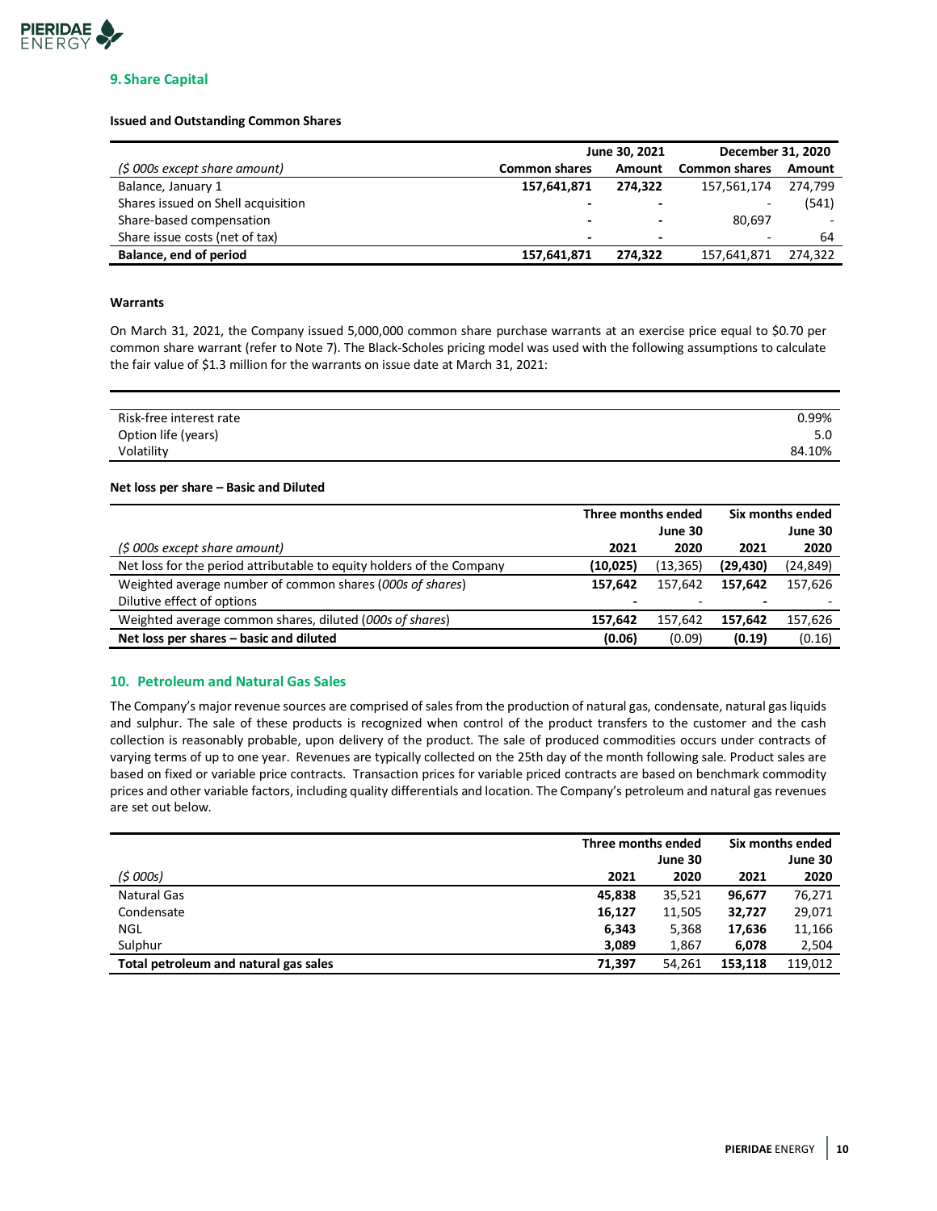## 9. Share Capital

**Issued and Outstanding Common Shares**

| | June 30, 2021 | | December 31, 2020 | |
|---|---|---|---|---|
| *($ 000s except share amount)* | **Common shares** | **Amount** | **Common shares** | **Amount** |
| Balance, January 1 | **157,641,871** | **274,322** | 157,561,174 | 274,799 |
| Shares issued on Shell acquisition | **-** | **-** | - | (541) |
| Share-based compensation | **-** | **-** | 80,697 | - |
| Share issue costs (net of tax) | **-** | **-** | - | 64 |
| **Balance, end of period** | **157,641,871** | **274,322** | 157,641,871 | 274,322 |

**Warrants**

On March 31, 2021, the Company issued 5,000,000 common share purchase warrants at an exercise price equal to $0.70 per common share warrant (refer to Note 7). The Black-Scholes pricing model was used with the following assumptions to calculate the fair value of $1.3 million for the warrants on issue date at March 31, 2021:

| | |
|---|---|
| Risk-free interest rate | 0.99% |
| Option life (years) | 5.0 |
| Volatility | 84.10% |

**Net loss per share – Basic and Diluted**

| | Three months ended June 30 | | Six months ended June 30 | |
|---|---|---|---|---|
| *($ 000s except share amount)* | **2021** | **2020** | **2021** | **2020** |
| Net loss for the period attributable to equity holders of the Company | **(10,025)** | (13,365) | **(29,430)** | (24,849) |
| Weighted average number of common shares (*000s of shares*) | **157,642** | 157,642 | **157,642** | 157,626 |
| Dilutive effect of options | **-** | - | **-** | - |
| Weighted average common shares, diluted (*000s of shares*) | **157,642** | 157,642 | **157,642** | 157,626 |
| **Net loss per shares – basic and diluted** | **(0.06)** | (0.09) | **(0.19)** | (0.16) |

## 10. Petroleum and Natural Gas Sales

The Company's major revenue sources are comprised of sales from the production of natural gas, condensate, natural gas liquids and sulphur. The sale of these products is recognized when control of the product transfers to the customer and the cash collection is reasonably probable, upon delivery of the product. The sale of produced commodities occurs under contracts of varying terms of up to one year. Revenues are typically collected on the 25th day of the month following sale. Product sales are based on fixed or variable price contracts. Transaction prices for variable priced contracts are based on benchmark commodity prices and other variable factors, including quality differentials and location. The Company's petroleum and natural gas revenues are set out below.

| | Three months ended June 30 | | Six months ended June 30 | |
|---|---|---|---|---|
| *($ 000s)* | **2021** | **2020** | **2021** | **2020** |
| Natural Gas | **45,838** | 35,521 | **96,677** | 76,271 |
| Condensate | **16,127** | 11,505 | **32,727** | 29,071 |
| NGL | **6,343** | 5,368 | **17,636** | 11,166 |
| Sulphur | **3,089** | 1,867 | **6,078** | 2,504 |
| **Total petroleum and natural gas sales** | **71,397** | 54,261 | **153,118** | 119,012 |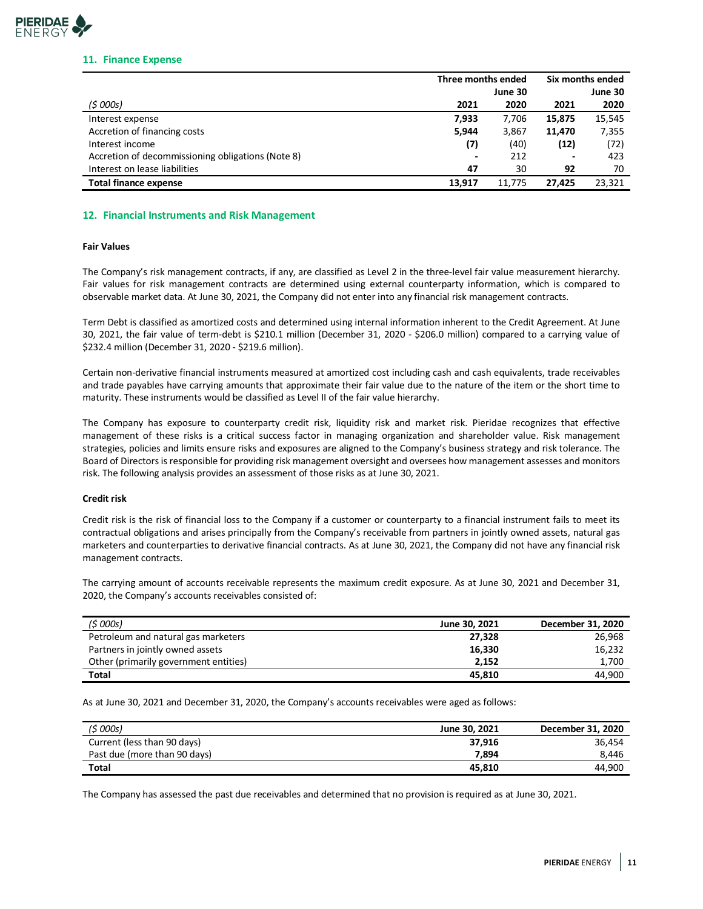## 11. Finance Expense

| ($ 000s) | Three months ended June 30 2021 | 2020 | Six months ended June 30 2021 | 2020 |
|---|---|---|---|---|
| Interest expense | **7,933** | 7,706 | **15,875** | 15,545 |
| Accretion of financing costs | **5,944** | 3,867 | **11,470** | 7,355 |
| Interest income | **(7)** | (40) | **(12)** | (72) |
| Accretion of decommissioning obligations (Note 8) | **-** | 212 | **-** | 423 |
| Interest on lease liabilities | **47** | 30 | **92** | 70 |
| **Total finance expense** | **13,917** | 11,775 | **27,425** | 23,321 |

## 12. Financial Instruments and Risk Management

**Fair Values**

The Company's risk management contracts, if any, are classified as Level 2 in the three-level fair value measurement hierarchy. Fair values for risk management contracts are determined using external counterparty information, which is compared to observable market data. At June 30, 2021, the Company did not enter into any financial risk management contracts.

Term Debt is classified as amortized costs and determined using internal information inherent to the Credit Agreement. At June 30, 2021, the fair value of term-debt is $210.1 million (December 31, 2020 - $206.0 million) compared to a carrying value of $232.4 million (December 31, 2020 - $219.6 million).

Certain non-derivative financial instruments measured at amortized cost including cash and cash equivalents, trade receivables and trade payables have carrying amounts that approximate their fair value due to the nature of the item or the short time to maturity. These instruments would be classified as Level II of the fair value hierarchy.

The Company has exposure to counterparty credit risk, liquidity risk and market risk. Pieridae recognizes that effective management of these risks is a critical success factor in managing organization and shareholder value. Risk management strategies, policies and limits ensure risks and exposures are aligned to the Company's business strategy and risk tolerance. The Board of Directors is responsible for providing risk management oversight and oversees how management assesses and monitors risk. The following analysis provides an assessment of those risks as at June 30, 2021.

**Credit risk**

Credit risk is the risk of financial loss to the Company if a customer or counterparty to a financial instrument fails to meet its contractual obligations and arises principally from the Company's receivable from partners in jointly owned assets, natural gas marketers and counterparties to derivative financial contracts. As at June 30, 2021, the Company did not have any financial risk management contracts.

The carrying amount of accounts receivable represents the maximum credit exposure. As at June 30, 2021 and December 31, 2020, the Company's accounts receivables consisted of:

| ($ 000s) | June 30, 2021 | December 31, 2020 |
|---|---|---|
| Petroleum and natural gas marketers | **27,328** | 26,968 |
| Partners in jointly owned assets | **16,330** | 16,232 |
| Other (primarily government entities) | **2,152** | 1,700 |
| **Total** | **45,810** | 44,900 |

As at June 30, 2021 and December 31, 2020, the Company's accounts receivables were aged as follows:

| ($ 000s) | June 30, 2021 | December 31, 2020 |
|---|---|---|
| Current (less than 90 days) | **37,916** | 36,454 |
| Past due (more than 90 days) | **7,894** | 8,446 |
| **Total** | **45,810** | 44,900 |

The Company has assessed the past due receivables and determined that no provision is required as at June 30, 2021.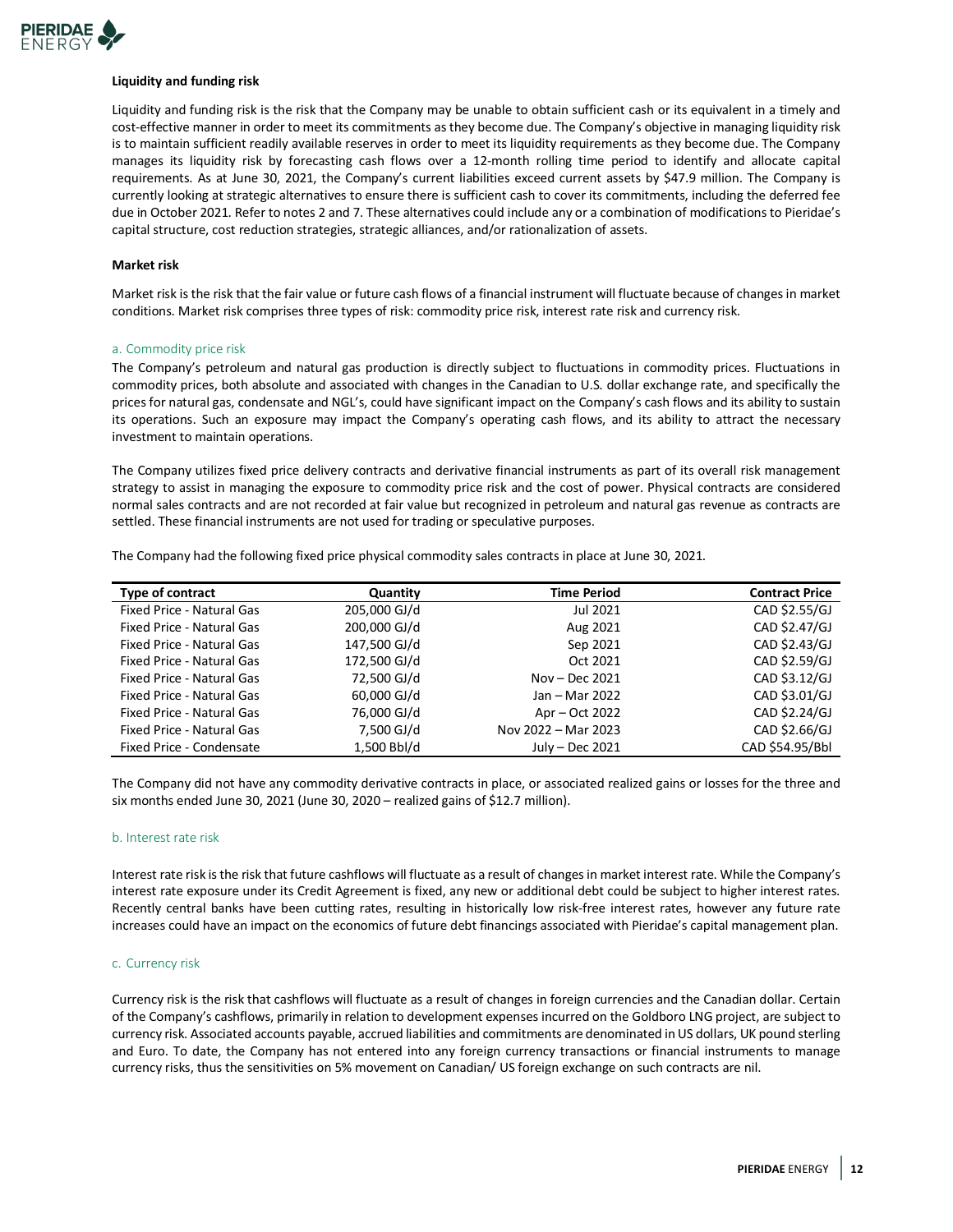**Liquidity and funding risk**

Liquidity and funding risk is the risk that the Company may be unable to obtain sufficient cash or its equivalent in a timely and cost-effective manner in order to meet its commitments as they become due. The Company's objective in managing liquidity risk is to maintain sufficient readily available reserves in order to meet its liquidity requirements as they become due. The Company manages its liquidity risk by forecasting cash flows over a 12-month rolling time period to identify and allocate capital requirements. As at June 30, 2021, the Company's current liabilities exceed current assets by $47.9 million. The Company is currently looking at strategic alternatives to ensure there is sufficient cash to cover its commitments, including the deferred fee due in October 2021. Refer to notes 2 and 7. These alternatives could include any or a combination of modifications to Pieridae's capital structure, cost reduction strategies, strategic alliances, and/or rationalization of assets.

**Market risk**

Market risk is the risk that the fair value or future cash flows of a financial instrument will fluctuate because of changes in market conditions. Market risk comprises three types of risk: commodity price risk, interest rate risk and currency risk.

a. Commodity price risk

The Company's petroleum and natural gas production is directly subject to fluctuations in commodity prices. Fluctuations in commodity prices, both absolute and associated with changes in the Canadian to U.S. dollar exchange rate, and specifically the prices for natural gas, condensate and NGL's, could have significant impact on the Company's cash flows and its ability to sustain its operations. Such an exposure may impact the Company's operating cash flows, and its ability to attract the necessary investment to maintain operations.

The Company utilizes fixed price delivery contracts and derivative financial instruments as part of its overall risk management strategy to assist in managing the exposure to commodity price risk and the cost of power. Physical contracts are considered normal sales contracts and are not recorded at fair value but recognized in petroleum and natural gas revenue as contracts are settled. These financial instruments are not used for trading or speculative purposes.

The Company had the following fixed price physical commodity sales contracts in place at June 30, 2021.

| Type of contract | Quantity | Time Period | Contract Price |
|---|---|---|---|
| Fixed Price - Natural Gas | 205,000 GJ/d | Jul 2021 | CAD $2.55/GJ |
| Fixed Price - Natural Gas | 200,000 GJ/d | Aug 2021 | CAD $2.47/GJ |
| Fixed Price - Natural Gas | 147,500 GJ/d | Sep 2021 | CAD $2.43/GJ |
| Fixed Price - Natural Gas | 172,500 GJ/d | Oct 2021 | CAD $2.59/GJ |
| Fixed Price - Natural Gas | 72,500 GJ/d | Nov – Dec 2021 | CAD $3.12/GJ |
| Fixed Price - Natural Gas | 60,000 GJ/d | Jan – Mar 2022 | CAD $3.01/GJ |
| Fixed Price - Natural Gas | 76,000 GJ/d | Apr – Oct 2022 | CAD $2.24/GJ |
| Fixed Price - Natural Gas | 7,500 GJ/d | Nov 2022 – Mar 2023 | CAD $2.66/GJ |
| Fixed Price - Condensate | 1,500 Bbl/d | July – Dec 2021 | CAD $54.95/Bbl |

The Company did not have any commodity derivative contracts in place, or associated realized gains or losses for the three and six months ended June 30, 2021 (June 30, 2020 – realized gains of $12.7 million).

b. Interest rate risk

Interest rate risk is the risk that future cashflows will fluctuate as a result of changes in market interest rate. While the Company's interest rate exposure under its Credit Agreement is fixed, any new or additional debt could be subject to higher interest rates. Recently central banks have been cutting rates, resulting in historically low risk-free interest rates, however any future rate increases could have an impact on the economics of future debt financings associated with Pieridae's capital management plan.

c. Currency risk

Currency risk is the risk that cashflows will fluctuate as a result of changes in foreign currencies and the Canadian dollar. Certain of the Company's cashflows, primarily in relation to development expenses incurred on the Goldboro LNG project, are subject to currency risk. Associated accounts payable, accrued liabilities and commitments are denominated in US dollars, UK pound sterling and Euro. To date, the Company has not entered into any foreign currency transactions or financial instruments to manage currency risks, thus the sensitivities on 5% movement on Canadian/ US foreign exchange on such contracts are nil.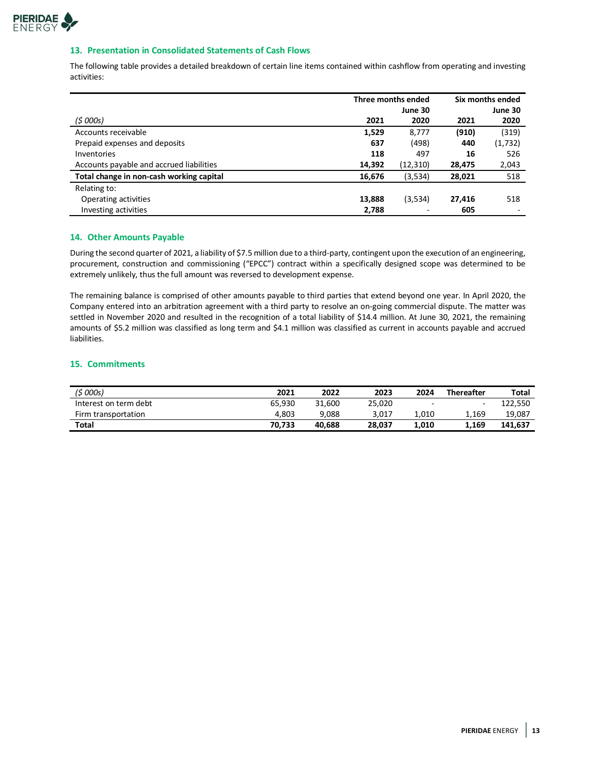## 13. Presentation in Consolidated Statements of Cash Flows

The following table provides a detailed breakdown of certain line items contained within cashflow from operating and investing activities:

| | Three months ended | June 30 | Six months ended | June 30 |
|---|---|---|---|---|
| *($ 000s)* | **2021** | 2020 | **2021** | 2020 |
| Accounts receivable | **1,529** | 8,777 | **(910)** | (319) |
| Prepaid expenses and deposits | **637** | (498) | **440** | (1,732) |
| Inventories | **118** | 497 | **16** | 526 |
| Accounts payable and accrued liabilities | **14,392** | (12,310) | **28,475** | 2,043 |
| **Total change in non-cash working capital** | **16,676** | (3,534) | **28,021** | 518 |
| Relating to: | | | | |
| Operating activities | **13,888** | (3,534) | **27,416** | 518 |
| Investing activities | **2,788** | - | **605** | - |

## 14. Other Amounts Payable

During the second quarter of 2021, a liability of $7.5 million due to a third-party, contingent upon the execution of an engineering, procurement, construction and commissioning ("EPCC") contract within a specifically designed scope was determined to be extremely unlikely, thus the full amount was reversed to development expense.

The remaining balance is comprised of other amounts payable to third parties that extend beyond one year. In April 2020, the Company entered into an arbitration agreement with a third party to resolve an on-going commercial dispute. The matter was settled in November 2020 and resulted in the recognition of a total liability of $14.4 million. At June 30, 2021, the remaining amounts of $5.2 million was classified as long term and $4.1 million was classified as current in accounts payable and accrued liabilities.

## 15. Commitments

| *($ 000s)* | 2021 | 2022 | 2023 | 2024 | Thereafter | Total |
|---|---|---|---|---|---|---|
| Interest on term debt | 65,930 | 31,600 | 25,020 | - | - | 122,550 |
| Firm transportation | 4,803 | 9,088 | 3,017 | 1,010 | 1,169 | 19,087 |
| **Total** | **70,733** | **40,688** | **28,037** | **1,010** | **1,169** | **141,637** |